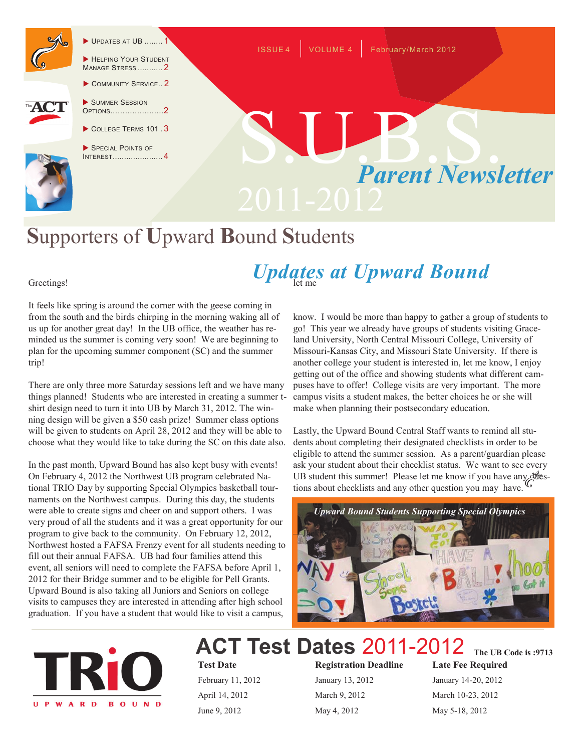- Updates at UB ........ 1
- Helping Your Student Manage Stress ........... 2
- Community Service.. 2
- Summer Session Options...................... 2
- College Terms 101 . 3
- Special Points of Interest...................... 4

ISSUE 4 | VOLUME 4 | February/March 2012

# S.U.B.S.

## *Parent Newsletter*

2011-2012

## Supporters of Upward Bound Students

## *Updates at Upward Bound*

Greetings!

It feels like spring is around the corner with the geese coming in from the south and the birds chirping in the morning waking all of us up for another great day! In the UB office, the weather has reminded us the summer is coming very soon! We are beginning to plan for the upcoming summer component (SC) and the summer trip!

There are only three more Saturday sessions left and we have many things planned! Students who are interested in creating a summer t-shirt design need to turn it into UB by March 31, 2012. The winning design will be given a $50 cash prize! Summer class options will be given to students on April 28, 2012 and they will be able to choose what they would like to take during the SC on this date also.

In the past month, Upward Bound has also kept busy with events! On February 4, 2012 the Northwest UB program celebrated National TRIO Day by supporting Special Olympics basketball tournaments on the Northwest campus. During this day, the students were able to create signs and cheer on and support others. I was very proud of all the students and it was a great opportunity for our program to give back to the community. On February 12, 2012, Northwest hosted a FAFSA Frenzy event for all students needing to fill out their annual FAFSA. UB had four families attend this event, all seniors will need to complete the FAFSA before April 1, 2012 for their Bridge summer and to be eligible for Pell Grants. Upward Bound is also taking all Juniors and Seniors on college visits to campuses they are interested in attending after high school graduation. If you have a student that would like to visit a campus, let me know. I would be more than happy to gather a group of students to go! This year we already have groups of students visiting Graceland University, North Central Missouri College, University of Missouri-Kansas City, and Missouri State University. If there is another college your student is interested in, let me know, I enjoy getting out of the office and showing students what different campuses have to offer! College visits are very important. The more campus visits a student makes, the better choices he or she will make when planning their postsecondary education.

Lastly, the Upward Bound Central Staff wants to remind all students about completing their designated checklists in order to be eligible to attend the summer session. As a parent/guardian please ask your student about their checklist status. We want to see every UB student this summer! Please let me know if you have any questions about checklists and any other question you may have.

*Upward Bound Students Supporting Special Olympics*

TRiO UPWARD BOUND

## ACT Test Dates 2011-2012

The UB Code is :9713

| Test Date | Registration Deadline | Late Fee Required |
|---|---|---|
| February 11, 2012 | January 13, 2012 | January 14-20, 2012 |
| April 14, 2012 | March 9, 2012 | March 10-23, 2012 |
| June 9, 2012 | May 4, 2012 | May 5-18, 2012 |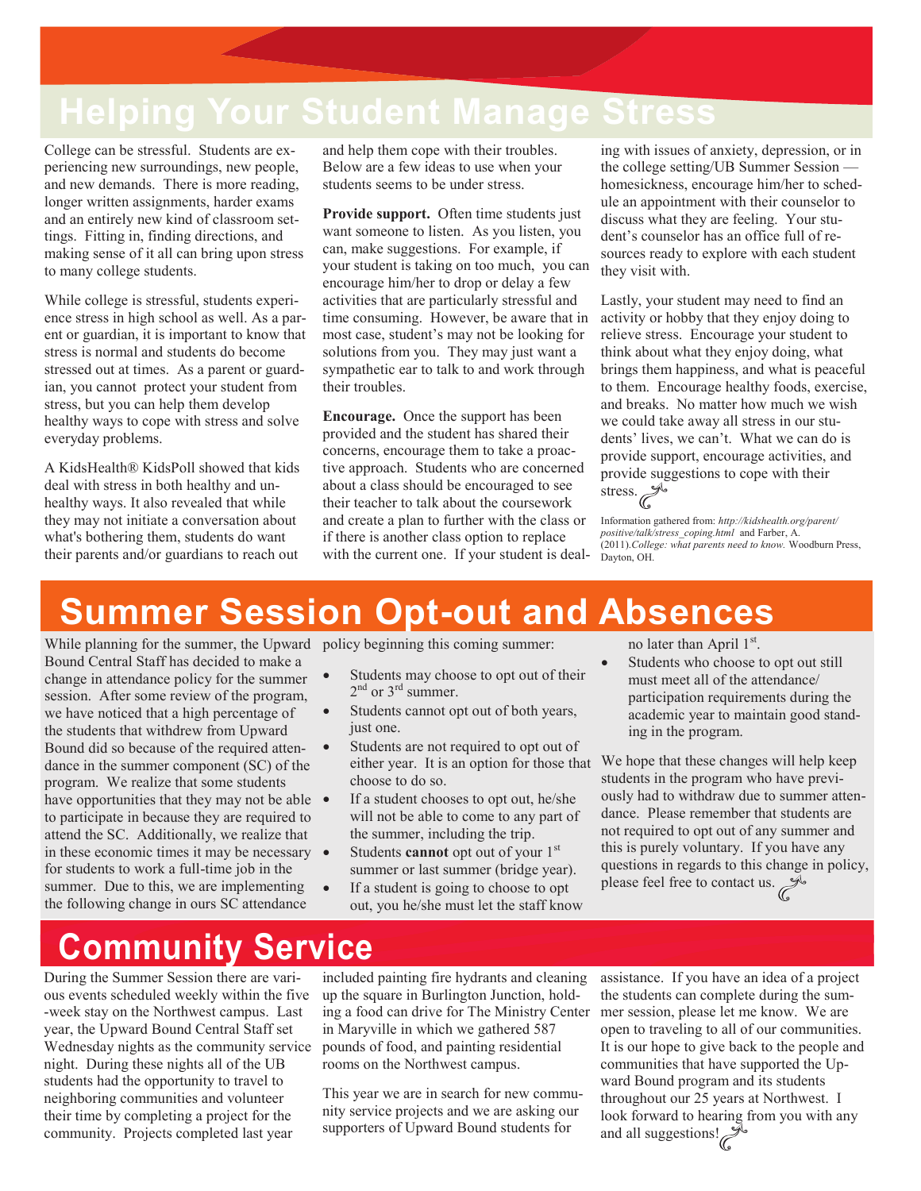# Helping Your Student Manage Stress

College can be stressful. Students are experiencing new surroundings, new people, and new demands. There is more reading, longer written assignments, harder exams and an entirely new kind of classroom settings. Fitting in, finding directions, and making sense of it all can bring upon stress to many college students.

While college is stressful, students experience stress in high school as well. As a parent or guardian, it is important to know that stress is normal and students do become stressed out at times. As a parent or guardian, you cannot protect your student from stress, but you can help them develop healthy ways to cope with stress and solve everyday problems.

A KidsHealth® KidsPoll showed that kids deal with stress in both healthy and unhealthy ways. It also revealed that while they may not initiate a conversation about what's bothering them, students do want their parents and/or guardians to reach out and help them cope with their troubles. Below are a few ideas to use when your students seems to be under stress.

**Provide support.** Often time students just want someone to listen. As you listen, you can, make suggestions. For example, if your student is taking on too much, you can encourage him/her to drop or delay a few activities that are particularly stressful and time consuming. However, be aware that in most case, student's may not be looking for solutions from you. They may just want a sympathetic ear to talk to and work through their troubles.

**Encourage.** Once the support has been provided and the student has shared their concerns, encourage them to take a proactive approach. Students who are concerned about a class should be encouraged to see their teacher to talk about the coursework and create a plan to further with the class or if there is another class option to replace with the current one. If your student is dealing with issues of anxiety, depression, or in the college setting/UB Summer Session — homesickness, encourage him/her to schedule an appointment with their counselor to discuss what they are feeling. Your student's counselor has an office full of resources ready to explore with each student they visit with.

Lastly, your student may need to find an activity or hobby that they enjoy doing to relieve stress. Encourage your student to think about what they enjoy doing, what brings them happiness, and what is peaceful to them. Encourage healthy foods, exercise, and breaks. No matter how much we wish we could take away all stress in our students' lives, we can't. What we can do is provide support, encourage activities, and provide suggestions to cope with their stress.

Information gathered from: *http://kidshealth.org/parent/positive/talk/stress_coping.html* and Farber, A. (2011).*College: what parents need to know.* Woodburn Press, Dayton, OH.

# Summer Session Opt-out and Absences

While planning for the summer, the Upward Bound Central Staff has decided to make a change in attendance policy for the summer session. After some review of the program, we have noticed that a high percentage of the students that withdrew from Upward Bound did so because of the required attendance in the summer component (SC) of the program. We realize that some students have opportunities that they may not be able to participate in because they are required to attend the SC. Additionally, we realize that in these economic times it may be necessary for students to work a full-time job in the summer. Due to this, we are implementing the following change in ours SC attendance policy beginning this coming summer:

- Students may choose to opt out of their 2nd or 3rd summer.
- Students cannot opt out of both years, just one.
- Students are not required to opt out of either year. It is an option for those that choose to do so.
- If a student chooses to opt out, he/she will not be able to come to any part of the summer, including the trip.
- Students **cannot** opt out of your 1st summer or last summer (bridge year).
- If a student is going to choose to opt out, you he/she must let the staff know no later than April 1st.
- Students who choose to opt out still must meet all of the attendance/participation requirements during the academic year to maintain good standing in the program.

We hope that these changes will help keep students in the program who have previously had to withdraw due to summer attendance. Please remember that students are not required to opt out of any summer and this is purely voluntary. If you have any questions in regards to this change in policy, please feel free to contact us.

# Community Service

During the Summer Session there are various events scheduled weekly within the five -week stay on the Northwest campus. Last year, the Upward Bound Central Staff set Wednesday nights as the community service night. During these nights all of the UB students had the opportunity to travel to neighboring communities and volunteer their time by completing a project for the community. Projects completed last year included painting fire hydrants and cleaning up the square in Burlington Junction, holding a food can drive for The Ministry Center in Maryville in which we gathered 587 pounds of food, and painting residential rooms on the Northwest campus.

This year we are in search for new community service projects and we are asking our supporters of Upward Bound students for assistance. If you have an idea of a project the students can complete during the summer session, please let me know. We are open to traveling to all of our communities. It is our hope to give back to the people and communities that have supported the Upward Bound program and its students throughout our 25 years at Northwest. I look forward to hearing from you with any and all suggestions!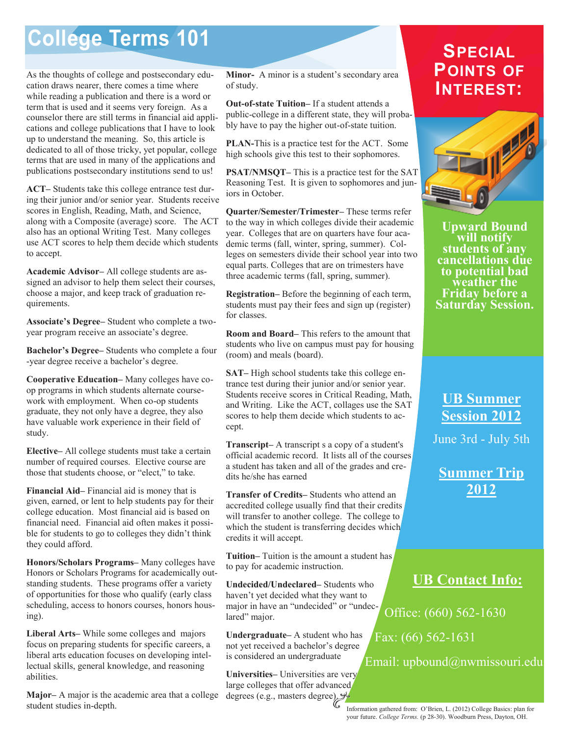# College Terms 101

As the thoughts of college and postsecondary education draws nearer, there comes a time where while reading a publication and there is a word or term that is used and it seems very foreign. As a counselor there are still terms in financial aid applications and college publications that I have to look up to understand the meaning. So, this article is dedicated to all of those tricky, yet popular, college terms that are used in many of the applications and publications postsecondary institutions send to us!

**ACT–** Students take this college entrance test during their junior and/or senior year. Students receive scores in English, Reading, Math, and Science, along with a Composite (average) score. The ACT also has an optional Writing Test. Many colleges use ACT scores to help them decide which students to accept.

**Academic Advisor–** All college students are assigned an advisor to help them select their courses, choose a major, and keep track of graduation requirements.

**Associate's Degree–** Student who complete a two-year program receive an associate's degree.

**Bachelor's Degree–** Students who complete a four-year degree receive a bachelor's degree.

**Cooperative Education–** Many colleges have co-op programs in which students alternate coursework with employment. When co-op students graduate, they not only have a degree, they also have valuable work experience in their field of study.

**Elective–** All college students must take a certain number of required courses. Elective course are those that students choose, or "elect," to take.

**Financial Aid–** Financial aid is money that is given, earned, or lent to help students pay for their college education. Most financial aid is based on financial need. Financial aid often makes it possible for students to go to colleges they didn't think they could afford.

**Honors/Scholars Programs–** Many colleges have Honors or Scholars Programs for academically outstanding students. These programs offer a variety of opportunities for those who qualify (early class scheduling, access to honors courses, honors housing).

**Liberal Arts–** While some colleges and majors focus on preparing students for specific careers, a liberal arts education focuses on developing intellectual skills, general knowledge, and reasoning abilities.

**Major–** A major is the academic area that a college student studies in-depth.

**Minor-** A minor is a student's secondary area of study.

**Out-of-state Tuition–** If a student attends a public-college in a different state, they will probably have to pay the higher out-of-state tuition.

**PLAN-**This is a practice test for the ACT. Some high schools give this test to their sophomores.

**PSAT/NMSQT–** This is a practice test for the SAT Reasoning Test. It is given to sophomores and juniors in October.

**Quarter/Semester/Trimester–** These terms refer to the way in which colleges divide their academic year. Colleges that are on quarters have four academic terms (fall, winter, spring, summer). Colleges on semesters divide their school year into two equal parts. Colleges that are on trimesters have three academic terms (fall, spring, summer).

**Registration–** Before the beginning of each term, students must pay their fees and sign up (register) for classes.

**Room and Board–** This refers to the amount that students who live on campus must pay for housing (room) and meals (board).

**SAT–** High school students take this college entrance test during their junior and/or senior year. Students receive scores in Critical Reading, Math, and Writing. Like the ACT, collages use the SAT scores to help them decide which students to accept.

**Transcript–** A transcript s a copy of a student's official academic record. It lists all of the courses a student has taken and all of the grades and credits he/she has earned

**Transfer of Credits–** Students who attend an accredited college usually find that their credits will transfer to another college. The college to which the student is transferring decides which credits it will accept.

**Tuition–** Tuition is the amount a student has to pay for academic instruction.

**Undecided/Undeclared–** Students who haven't yet decided what they want to major in have an "undecided" or "undeclared" major.

**Undergraduate–** A student who has not yet received a bachelor's degree is considered an undergraduate

**Universities–** Universities are very large colleges that offer advanced degrees (e.g., masters degree).

Information gathered from: O'Brien, L. (2012) College Basics: plan for your future. *College Terms.* (p 28-30). Woodburn Press, Dayton, OH.

## Special Points of Interest:

**Upward Bound will notify students of any cancellations due to potential bad weather the Friday before a Saturday Session.**

**UB Summer Session 2012**

June 3rd - July 5th

**Summer Trip 2012**

**UB Contact Info:**

Office: (660) 562-1630

Fax: (66) 562-1631

Email: upbound@nwmissouri.edu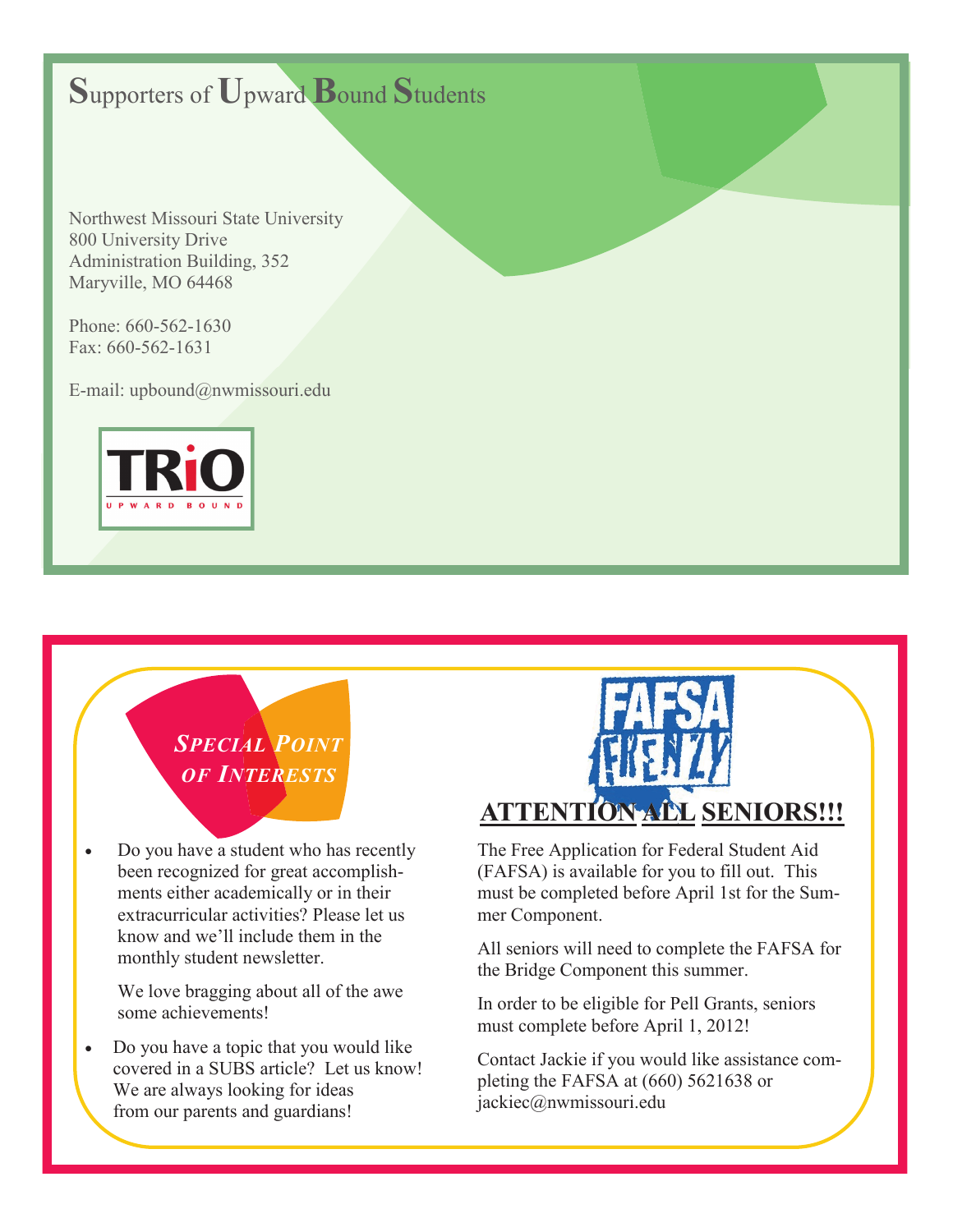# Supporters of Upward Bound Students

Northwest Missouri State University
800 University Drive
Administration Building, 352
Maryville, MO 64468

Phone: 660-562-1630
Fax: 660-562-1631

E-mail: upbound@nwmissouri.edu

TRiO
UPWARD BOUND

## *Special Point of Interests*

- Do you have a student who has recently been recognized for great accomplishments either academically or in their extracurricular activities? Please let us know and we'll include them in the monthly student newsletter.

  We love bragging about all of the awe some achievements!

- Do you have a topic that you would like covered in a SUBS article? Let us know! We are always looking for ideas from our parents and guardians!

FAFSA FRENZY

## ATTENTION ALL SENIORS!!!

The Free Application for Federal Student Aid (FAFSA) is available for you to fill out. This must be completed before April 1st for the Summer Component.

All seniors will need to complete the FAFSA for the Bridge Component this summer.

In order to be eligible for Pell Grants, seniors must complete before April 1, 2012!

Contact Jackie if you would like assistance completing the FAFSA at (660) 5621638 or jackiec@nwmissouri.edu